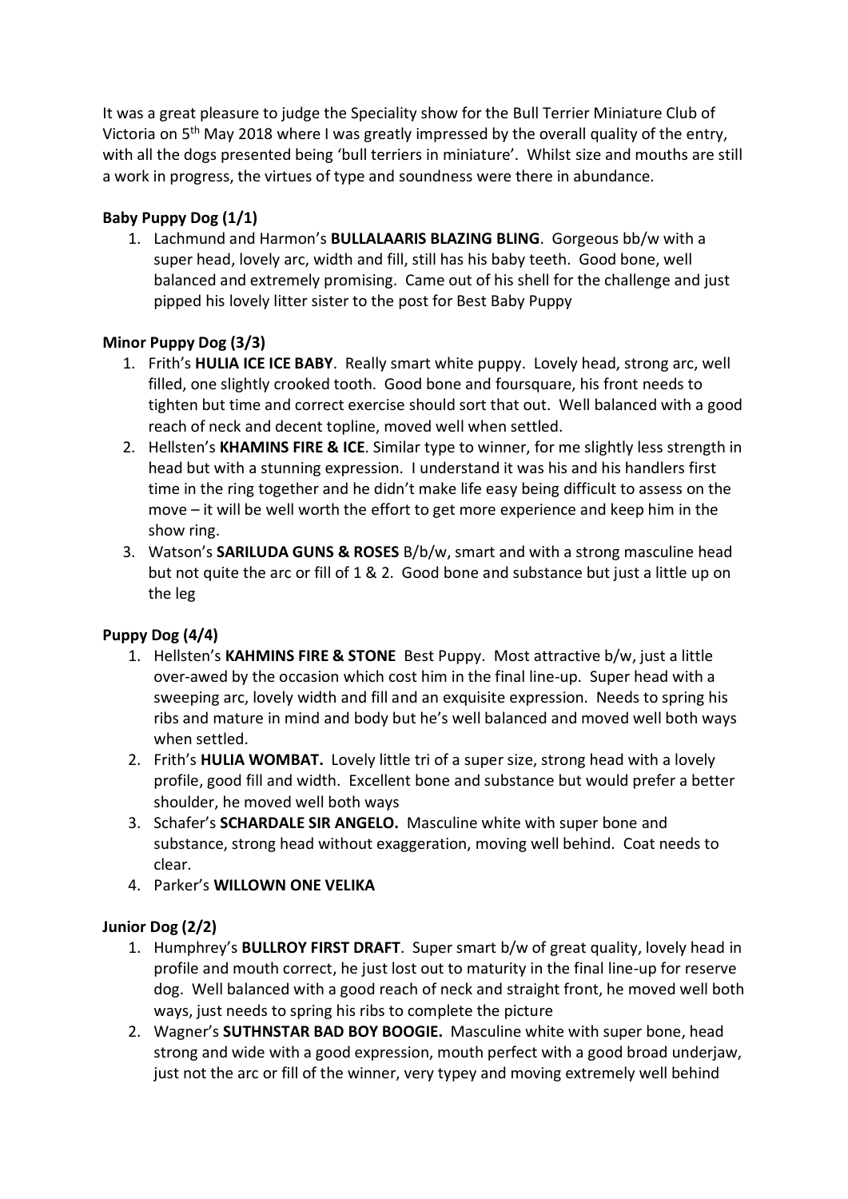It was a great pleasure to judge the Speciality show for the Bull Terrier Miniature Club of Victoria on 5th May 2018 where I was greatly impressed by the overall quality of the entry, with all the dogs presented being 'bull terriers in miniature'. Whilst size and mouths are still a work in progress, the virtues of type and soundness were there in abundance.

**Baby Puppy Dog (1/1)**

1. Lachmund and Harmon's **BULLALAARIS BLAZING BLING**. Gorgeous bb/w with a super head, lovely arc, width and fill, still has his baby teeth. Good bone, well balanced and extremely promising. Came out of his shell for the challenge and just pipped his lovely litter sister to the post for Best Baby Puppy

**Minor Puppy Dog (3/3)**

1. Frith's **HULIA ICE ICE BABY**. Really smart white puppy. Lovely head, strong arc, well filled, one slightly crooked tooth. Good bone and foursquare, his front needs to tighten but time and correct exercise should sort that out. Well balanced with a good reach of neck and decent topline, moved well when settled.
2. Hellsten's **KHAMINS FIRE & ICE**. Similar type to winner, for me slightly less strength in head but with a stunning expression. I understand it was his and his handlers first time in the ring together and he didn't make life easy being difficult to assess on the move – it will be well worth the effort to get more experience and keep him in the show ring.
3. Watson's **SARILUDA GUNS & ROSES** B/b/w, smart and with a strong masculine head but not quite the arc or fill of 1 & 2. Good bone and substance but just a little up on the leg

**Puppy Dog (4/4)**

1. Hellsten's **KAHMINS FIRE & STONE** Best Puppy. Most attractive b/w, just a little over-awed by the occasion which cost him in the final line-up. Super head with a sweeping arc, lovely width and fill and an exquisite expression. Needs to spring his ribs and mature in mind and body but he's well balanced and moved well both ways when settled.
2. Frith's **HULIA WOMBAT.** Lovely little tri of a super size, strong head with a lovely profile, good fill and width. Excellent bone and substance but would prefer a better shoulder, he moved well both ways
3. Schafer's **SCHARDALE SIR ANGELO.** Masculine white with super bone and substance, strong head without exaggeration, moving well behind. Coat needs to clear.
4. Parker's **WILLOWN ONE VELIKA**

**Junior Dog (2/2)**

1. Humphrey's **BULLROY FIRST DRAFT**. Super smart b/w of great quality, lovely head in profile and mouth correct, he just lost out to maturity in the final line-up for reserve dog. Well balanced with a good reach of neck and straight front, he moved well both ways, just needs to spring his ribs to complete the picture
2. Wagner's **SUTHNSTAR BAD BOY BOOGIE.** Masculine white with super bone, head strong and wide with a good expression, mouth perfect with a good broad underjaw, just not the arc or fill of the winner, very typey and moving extremely well behind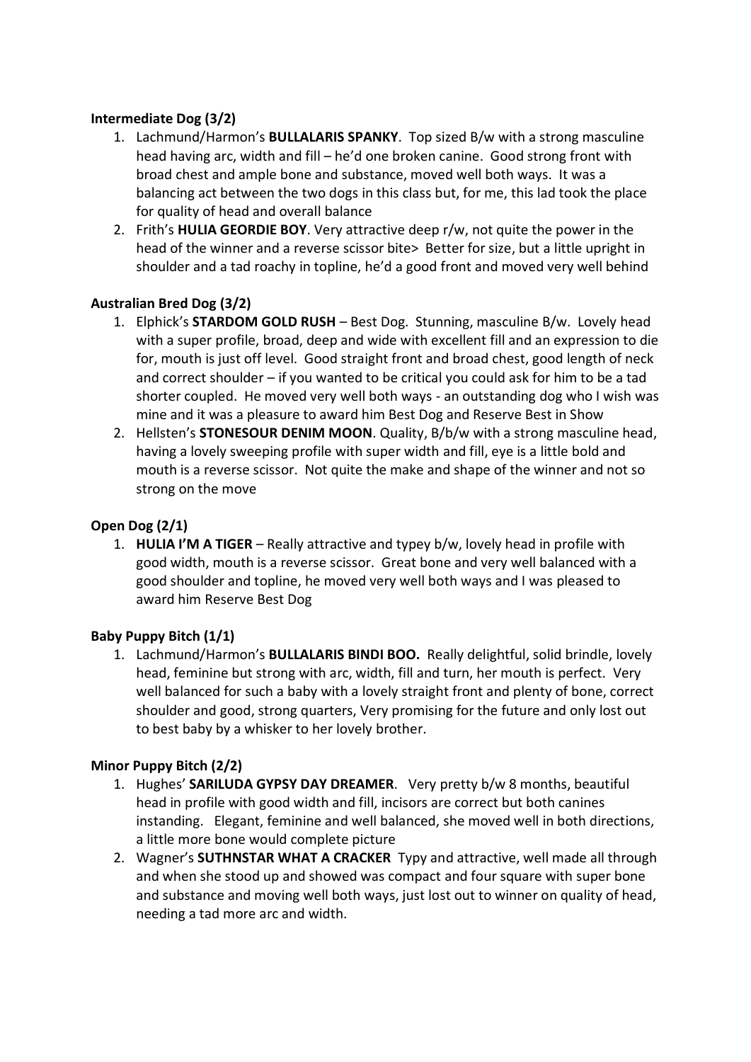**Intermediate Dog (3/2)**

1. Lachmund/Harmon's **BULLALARIS SPANKY**. Top sized B/w with a strong masculine head having arc, width and fill – he'd one broken canine. Good strong front with broad chest and ample bone and substance, moved well both ways. It was a balancing act between the two dogs in this class but, for me, this lad took the place for quality of head and overall balance
2. Frith's **HULIA GEORDIE BOY**. Very attractive deep r/w, not quite the power in the head of the winner and a reverse scissor bite> Better for size, but a little upright in shoulder and a tad roachy in topline, he'd a good front and moved very well behind

**Australian Bred Dog (3/2)**

1. Elphick's **STARDOM GOLD RUSH** – Best Dog. Stunning, masculine B/w. Lovely head with a super profile, broad, deep and wide with excellent fill and an expression to die for, mouth is just off level. Good straight front and broad chest, good length of neck and correct shoulder – if you wanted to be critical you could ask for him to be a tad shorter coupled. He moved very well both ways - an outstanding dog who I wish was mine and it was a pleasure to award him Best Dog and Reserve Best in Show
2. Hellsten's **STONESOUR DENIM MOON**. Quality, B/b/w with a strong masculine head, having a lovely sweeping profile with super width and fill, eye is a little bold and mouth is a reverse scissor. Not quite the make and shape of the winner and not so strong on the move

**Open Dog (2/1)**

1. **HULIA I'M A TIGER** – Really attractive and typey b/w, lovely head in profile with good width, mouth is a reverse scissor. Great bone and very well balanced with a good shoulder and topline, he moved very well both ways and I was pleased to award him Reserve Best Dog

**Baby Puppy Bitch (1/1)**

1. Lachmund/Harmon's **BULLALARIS BINDI BOO.** Really delightful, solid brindle, lovely head, feminine but strong with arc, width, fill and turn, her mouth is perfect. Very well balanced for such a baby with a lovely straight front and plenty of bone, correct shoulder and good, strong quarters, Very promising for the future and only lost out to best baby by a whisker to her lovely brother.

**Minor Puppy Bitch (2/2)**

1. Hughes' **SARILUDA GYPSY DAY DREAMER**. Very pretty b/w 8 months, beautiful head in profile with good width and fill, incisors are correct but both canines instanding. Elegant, feminine and well balanced, she moved well in both directions, a little more bone would complete picture
2. Wagner's **SUTHNSTAR WHAT A CRACKER** Typy and attractive, well made all through and when she stood up and showed was compact and four square with super bone and substance and moving well both ways, just lost out to winner on quality of head, needing a tad more arc and width.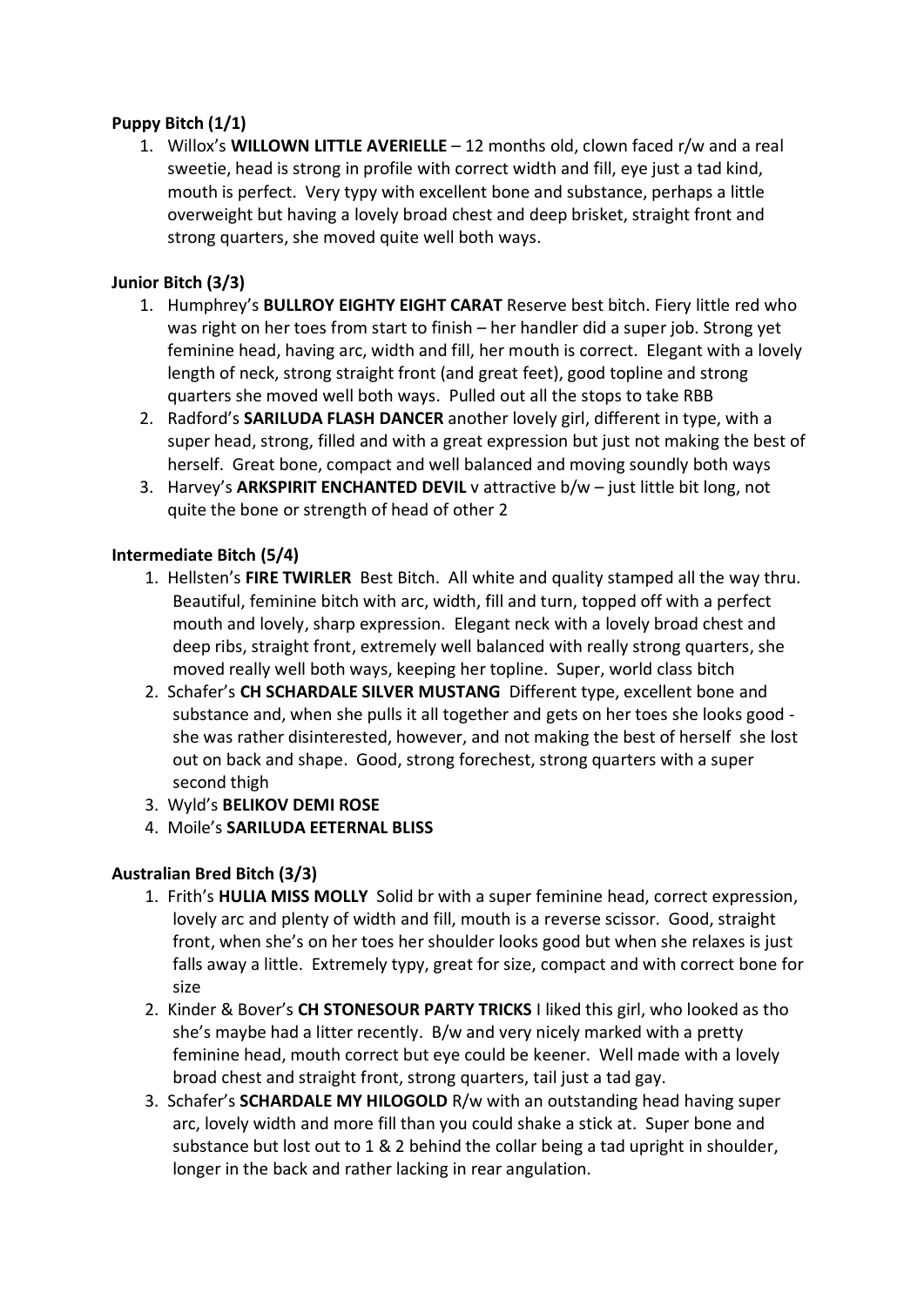**Puppy Bitch (1/1)**

1. Willox's **WILLOWN LITTLE AVERIELLE** – 12 months old, clown faced r/w and a real sweetie, head is strong in profile with correct width and fill, eye just a tad kind, mouth is perfect. Very typy with excellent bone and substance, perhaps a little overweight but having a lovely broad chest and deep brisket, straight front and strong quarters, she moved quite well both ways.

**Junior Bitch (3/3)**

1. Humphrey's **BULLROY EIGHTY EIGHT CARAT** Reserve best bitch. Fiery little red who was right on her toes from start to finish – her handler did a super job. Strong yet feminine head, having arc, width and fill, her mouth is correct. Elegant with a lovely length of neck, strong straight front (and great feet), good topline and strong quarters she moved well both ways. Pulled out all the stops to take RBB
2. Radford's **SARILUDA FLASH DANCER** another lovely girl, different in type, with a super head, strong, filled and with a great expression but just not making the best of herself. Great bone, compact and well balanced and moving soundly both ways
3. Harvey's **ARKSPIRIT ENCHANTED DEVIL** v attractive b/w – just little bit long, not quite the bone or strength of head of other 2

**Intermediate Bitch (5/4)**

1. Hellsten's **FIRE TWIRLER** Best Bitch. All white and quality stamped all the way thru. Beautiful, feminine bitch with arc, width, fill and turn, topped off with a perfect mouth and lovely, sharp expression. Elegant neck with a lovely broad chest and deep ribs, straight front, extremely well balanced with really strong quarters, she moved really well both ways, keeping her topline. Super, world class bitch
2. Schafer's **CH SCHARDALE SILVER MUSTANG** Different type, excellent bone and substance and, when she pulls it all together and gets on her toes she looks good - she was rather disinterested, however, and not making the best of herself she lost out on back and shape. Good, strong forechest, strong quarters with a super second thigh
3. Wyld's **BELIKOV DEMI ROSE**
4. Moile's **SARILUDA EETERNAL BLISS**

**Australian Bred Bitch (3/3)**

1. Frith's **HULIA MISS MOLLY** Solid br with a super feminine head, correct expression, lovely arc and plenty of width and fill, mouth is a reverse scissor. Good, straight front, when she's on her toes her shoulder looks good but when she relaxes is just falls away a little. Extremely typy, great for size, compact and with correct bone for size
2. Kinder & Bover's **CH STONESOUR PARTY TRICKS** I liked this girl, who looked as tho she's maybe had a litter recently. B/w and very nicely marked with a pretty feminine head, mouth correct but eye could be keener. Well made with a lovely broad chest and straight front, strong quarters, tail just a tad gay.
3. Schafer's **SCHARDALE MY HILOGOLD** R/w with an outstanding head having super arc, lovely width and more fill than you could shake a stick at. Super bone and substance but lost out to 1 & 2 behind the collar being a tad upright in shoulder, longer in the back and rather lacking in rear angulation.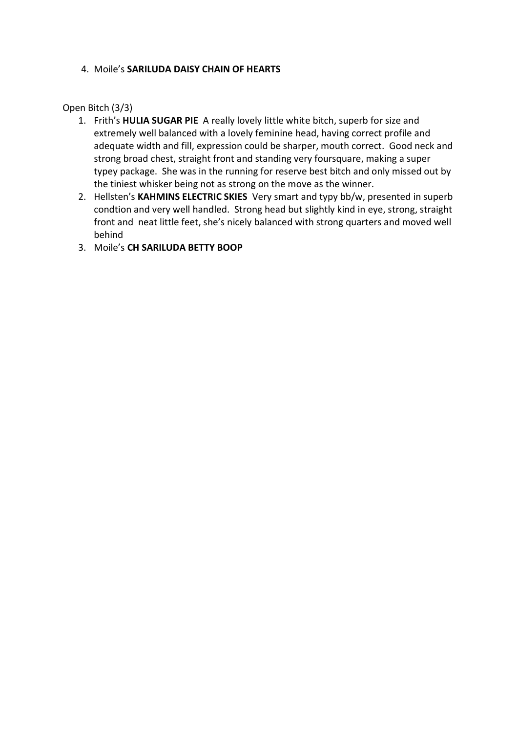4. Moile's **SARILUDA DAISY CHAIN OF HEARTS**

Open Bitch (3/3)

1. Frith's **HULIA SUGAR PIE** A really lovely little white bitch, superb for size and extremely well balanced with a lovely feminine head, having correct profile and adequate width and fill, expression could be sharper, mouth correct. Good neck and strong broad chest, straight front and standing very foursquare, making a super typey package. She was in the running for reserve best bitch and only missed out by the tiniest whisker being not as strong on the move as the winner.
2. Hellsten's **KAHMINS ELECTRIC SKIES** Very smart and typy bb/w, presented in superb condtion and very well handled. Strong head but slightly kind in eye, strong, straight front and neat little feet, she's nicely balanced with strong quarters and moved well behind
3. Moile's **CH SARILUDA BETTY BOOP**